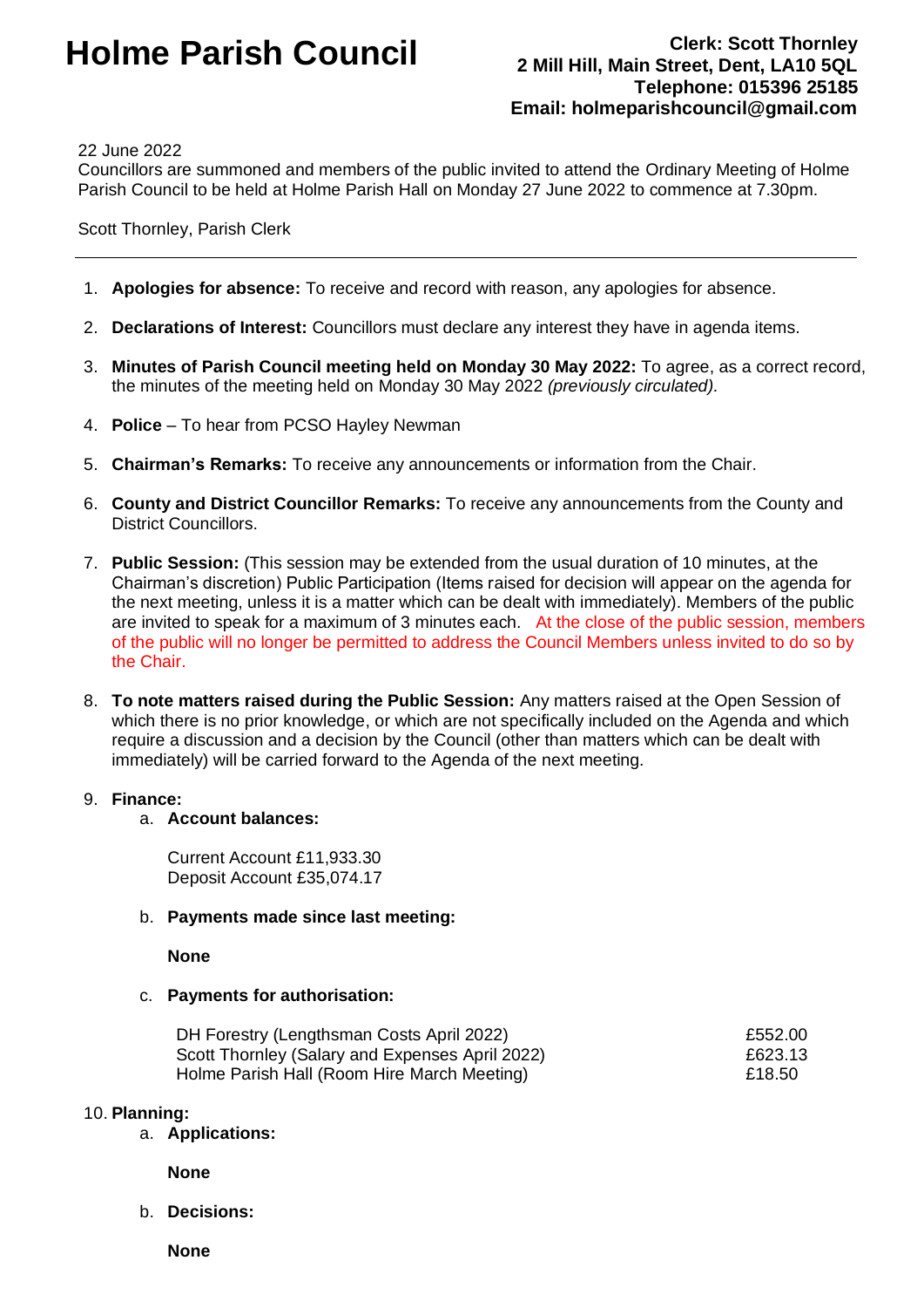# Holme Parish Council

**Clerk: Scott Thornley**
**2 Mill Hill, Main Street, Dent, LA10 5QL**
**Telephone: 015396 25185**
**Email: holmeparishcouncil@gmail.com**

22 June 2022

Councillors are summoned and members of the public invited to attend the Ordinary Meeting of Holme Parish Council to be held at Holme Parish Hall on Monday 27 June 2022 to commence at 7.30pm.

Scott Thornley, Parish Clerk

---

1. **Apologies for absence:** To receive and record with reason, any apologies for absence.
2. **Declarations of Interest:** Councillors must declare any interest they have in agenda items.
3. **Minutes of Parish Council meeting held on Monday 30 May 2022:** To agree, as a correct record, the minutes of the meeting held on Monday 30 May 2022 *(previously circulated).*
4. **Police** – To hear from PCSO Hayley Newman
5. **Chairman's Remarks:** To receive any announcements or information from the Chair.
6. **County and District Councillor Remarks:** To receive any announcements from the County and District Councillors.
7. **Public Session:** (This session may be extended from the usual duration of 10 minutes, at the Chairman's discretion) Public Participation (Items raised for decision will appear on the agenda for the next meeting, unless it is a matter which can be dealt with immediately). Members of the public are invited to speak for a maximum of 3 minutes each. At the close of the public session, members of the public will no longer be permitted to address the Council Members unless invited to do so by the Chair.
8. **To note matters raised during the Public Session:** Any matters raised at the Open Session of which there is no prior knowledge, or which are not specifically included on the Agenda and which require a discussion and a decision by the Council (other than matters which can be dealt with immediately) will be carried forward to the Agenda of the next meeting.
9. **Finance:**
   a. **Account balances:**

      Current Account £11,933.30
      Deposit Account £35,074.17

   b. **Payments made since last meeting:**

      **None**

   c. **Payments for authorisation:**

      | | |
      |---|---|
      | DH Forestry (Lengthsman Costs April 2022) | £552.00 |
      | Scott Thornley (Salary and Expenses April 2022) | £623.13 |
      | Holme Parish Hall (Room Hire March Meeting) | £18.50 |

10. **Planning:**
    a. **Applications:**

       **None**

    b. **Decisions:**

       **None**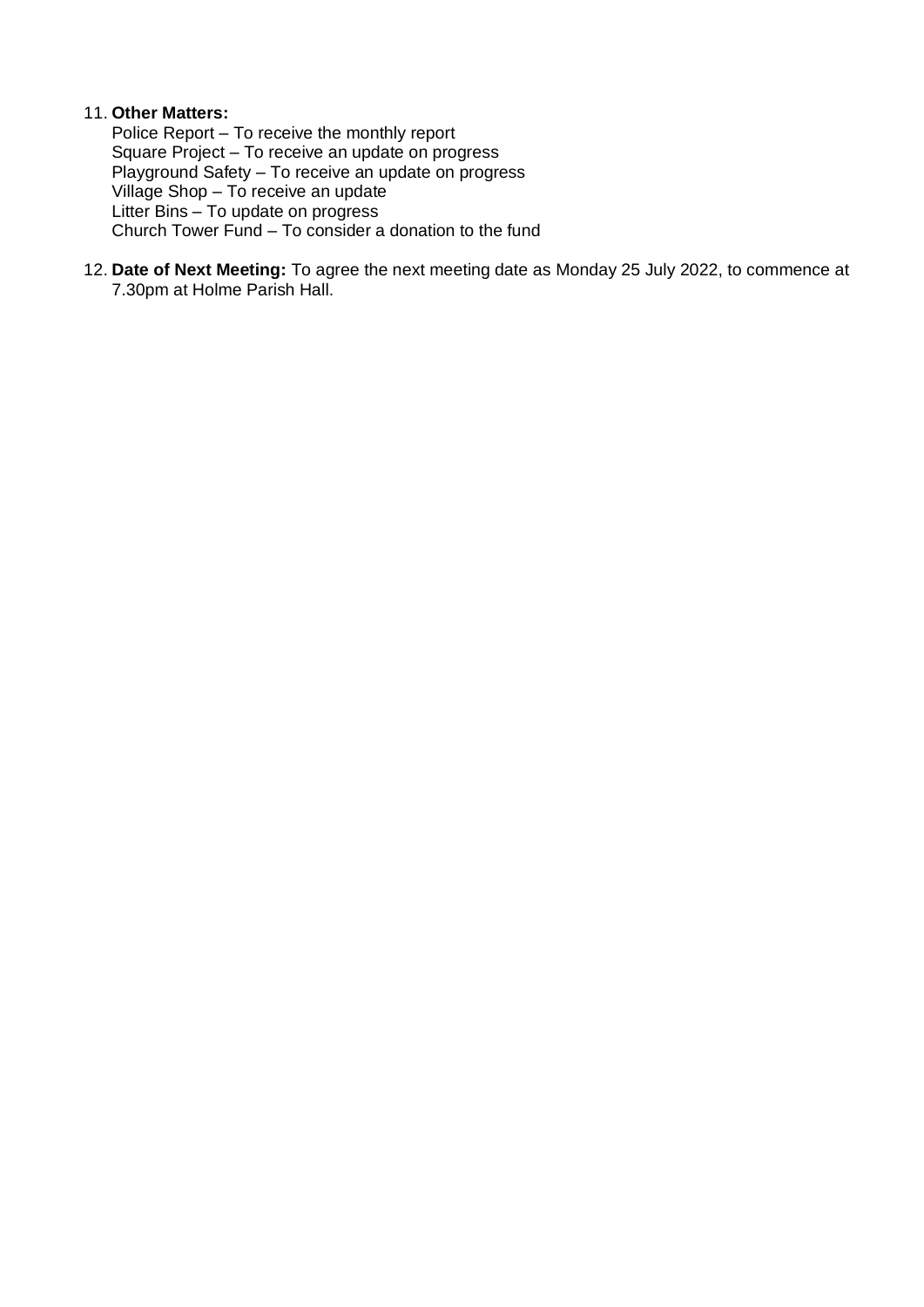11. **Other Matters:**
    Police Report – To receive the monthly report
    Square Project – To receive an update on progress
    Playground Safety – To receive an update on progress
    Village Shop – To receive an update
    Litter Bins – To update on progress
    Church Tower Fund – To consider a donation to the fund

12. **Date of Next Meeting:** To agree the next meeting date as Monday 25 July 2022, to commence at 7.30pm at Holme Parish Hall.